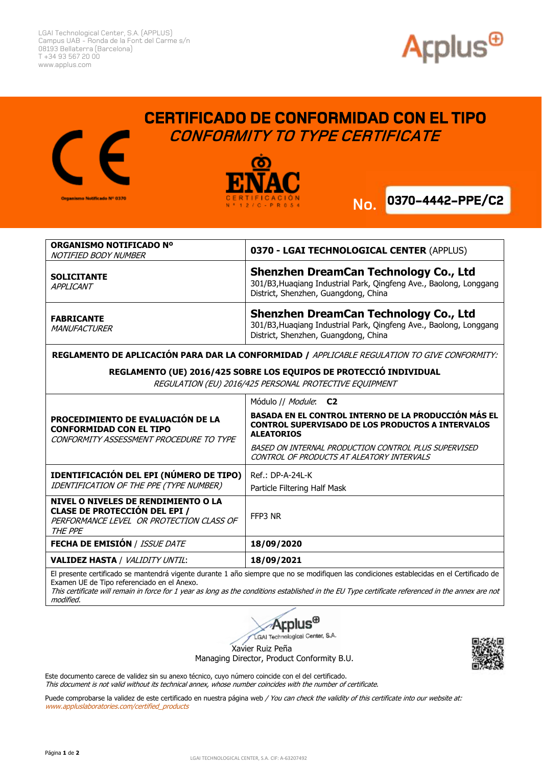LGAI Technological Center, S.A. (APPLUS)
Campus UAB - Ronda de la Font del Carme s/n
08193 Bellaterra (Barcelona)
T +34 93 567 20 00
www.applus.com

# CERTIFICADO DE CONFORMIDAD CON EL TIPO
## *CONFORMITY TO TYPE CERTIFICATE*

Organismo Notificado Nº 0370

ENAC CERTIFICACIÓN Nº 12/C-PR054

**No. 0370-4442-PPE/C2**

| | |
|---|---|
| **ORGANISMO NOTIFICADO Nº** *NOTIFIED BODY NUMBER* | **0370 - LGAI TECHNOLOGICAL CENTER** (APPLUS) |
| **SOLICITANTE** *APPLICANT* | **Shenzhen DreamCan Technology Co., Ltd** 301/B3,Huaqiang Industrial Park, Qingfeng Ave., Baolong, Longgang District, Shenzhen, Guangdong, China |
| **FABRICANTE** *MANUFACTURER* | **Shenzhen DreamCan Technology Co., Ltd** 301/B3,Huaqiang Industrial Park, Qingfeng Ave., Baolong, Longgang District, Shenzhen, Guangdong, China |

**REGLAMENTO DE APLICACIÓN PARA DAR LA CONFORMIDAD /** *APPLICABLE REGULATION TO GIVE CONFORMITY:*

**REGLAMENTO (UE) 2016/425 SOBRE LOS EQUIPOS DE PROTECCIÓ INDIVIDUAL**
*REGULATION (EU) 2016/425 PERSONAL PROTECTIVE EQUIPMENT*

| | |
|---|---|
| **PROCEDIMIENTO DE EVALUACIÓN DE LA CONFORMIDAD CON EL TIPO** *CONFORMITY ASSESSMENT PROCEDURE TO TYPE* | Módulo // *Module*: **C2** **BASADA EN EL CONTROL INTERNO DE LA PRODUCCIÓN MÁS EL CONTROL SUPERVISADO DE LOS PRODUCTOS A INTERVALOS ALEATORIOS** *BASED ON INTERNAL PRODUCTION CONTROL PLUS SUPERVISED CONTROL OF PRODUCTS AT ALEATORY INTERVALS* |
| **IDENTIFICACIÓN DEL EPI (NÚMERO DE TIPO)** *IDENTIFICATION OF THE PPE (TYPE NUMBER)* | Ref.: DP-A-24L-K Particle Filtering Half Mask |
| **NIVEL O NIVELES DE RENDIMIENTO O LA CLASE DE PROTECCIÓN DEL EPI /** *PERFORMANCE LEVEL OR PROTECTION CLASS OF THE PPE* | FFP3 NR |
| **FECHA DE EMISIÓN** / *ISSUE DATE* | **18/09/2020** |
| **VALIDEZ HASTA** / *VALIDITY UNTIL*: | **18/09/2021** |

El presente certificado se mantendrá vigente durante 1 año siempre que no se modifiquen las condiciones establecidas en el Certificado de Examen UE de Tipo referenciado en el Anexo.
*This certificate will remain in force for 1 year as long as the conditions established in the EU Type certificate referenced in the annex are not modified.*

Applus LGAI Technological Center, S.A.
Xavier Ruiz Peña
Managing Director, Product Conformity B.U.

Este documento carece de validez sin su anexo técnico, cuyo número coincide con el del certificado.
*This document is not valid without its technical annex, whose number coincides with the number of certificate.*

Puede comprobarse la validez de este certificado en nuestra página web / *You can check the validity of this certificate into our website at:*
*www.appluslaboratories.com/certified_products*

LGAI TECHNOLOGICAL CENTER, S.A. CIF: A-63207492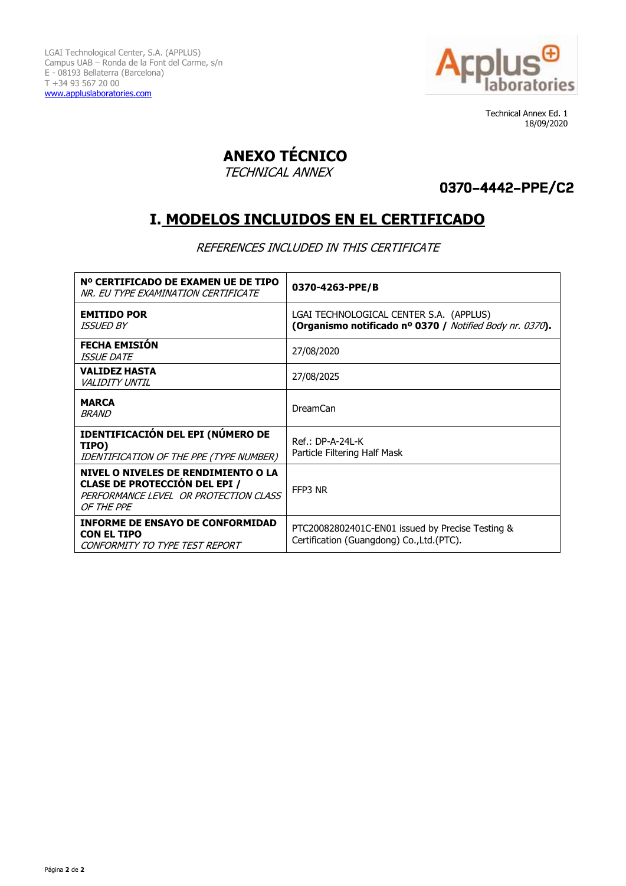LGAI Technological Center, S.A. (APPLUS)
Campus UAB – Ronda de la Font del Carme, s/n
E - 08193 Bellaterra (Barcelona)
T +34 93 567 20 00
www.appluslaboratories.com

Technical Annex Ed. 1
18/09/2020

# ANEXO TÉCNICO

*TECHNICAL ANNEX*

**0370–4442–PPE/C2**

## I. MODELOS INCLUIDOS EN EL CERTIFICADO

*REFERENCES INCLUDED IN THIS CERTIFICATE*

| | |
|---|---|
| **Nº CERTIFICADO DE EXAMEN UE DE TIPO** *NR. EU TYPE EXAMINATION CERTIFICATE* | **0370-4263-PPE/B** |
| **EMITIDO POR** *ISSUED BY* | LGAI TECHNOLOGICAL CENTER S.A. (APPLUS) **(Organismo notificado nº 0370 /** *Notified Body nr. 0370***).** |
| **FECHA EMISIÓN** *ISSUE DATE* | 27/08/2020 |
| **VALIDEZ HASTA** *VALIDITY UNTIL* | 27/08/2025 |
| **MARCA** *BRAND* | DreamCan |
| **IDENTIFICACIÓN DEL EPI (NÚMERO DE TIPO)** *IDENTIFICATION OF THE PPE (TYPE NUMBER)* | Ref.: DP-A-24L-K Particle Filtering Half Mask |
| **NIVEL O NIVELES DE RENDIMIENTO O LA CLASE DE PROTECCIÓN DEL EPI /** *PERFORMANCE LEVEL OR PROTECTION CLASS OF THE PPE* | FFP3 NR |
| **INFORME DE ENSAYO DE CONFORMIDAD CON EL TIPO** *CONFORMITY TO TYPE TEST REPORT* | PTC20082802401C-EN01 issued by Precise Testing & Certification (Guangdong) Co.,Ltd.(PTC). |